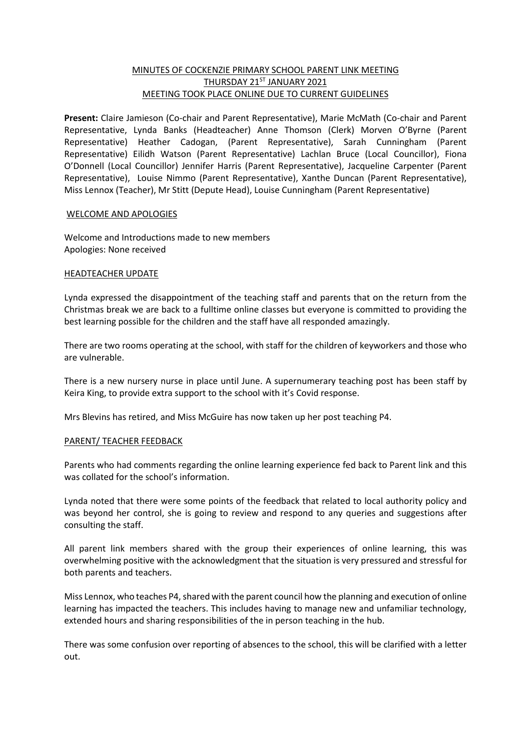# MINUTES OF COCKENZIE PRIMARY SCHOOL PARENT LINK MEETING
## THURSDAY 21ST JANUARY 2021
## MEETING TOOK PLACE ONLINE DUE TO CURRENT GUIDELINES

**Present:** Claire Jamieson (Co-chair and Parent Representative), Marie McMath (Co-chair and Parent Representative, Lynda Banks (Headteacher) Anne Thomson (Clerk) Morven O'Byrne (Parent Representative) Heather Cadogan, (Parent Representative), Sarah Cunningham (Parent Representative) Eilidh Watson (Parent Representative) Lachlan Bruce (Local Councillor), Fiona O'Donnell (Local Councillor) Jennifer Harris (Parent Representative), Jacqueline Carpenter (Parent Representative), Louise Nimmo (Parent Representative), Xanthe Duncan (Parent Representative), Miss Lennox (Teacher), Mr Stitt (Depute Head), Louise Cunningham (Parent Representative)

### WELCOME AND APOLOGIES

Welcome and Introductions made to new members
Apologies: None received

### HEADTEACHER UPDATE

Lynda expressed the disappointment of the teaching staff and parents that on the return from the Christmas break we are back to a fulltime online classes but everyone is committed to providing the best learning possible for the children and the staff have all responded amazingly.

There are two rooms operating at the school, with staff for the children of keyworkers and those who are vulnerable.

There is a new nursery nurse in place until June. A supernumerary teaching post has been staff by Keira King, to provide extra support to the school with it's Covid response.

Mrs Blevins has retired, and Miss McGuire has now taken up her post teaching P4.

### PARENT/ TEACHER FEEDBACK

Parents who had comments regarding the online learning experience fed back to Parent link and this was collated for the school's information.

Lynda noted that there were some points of the feedback that related to local authority policy and was beyond her control, she is going to review and respond to any queries and suggestions after consulting the staff.

All parent link members shared with the group their experiences of online learning, this was overwhelming positive with the acknowledgment that the situation is very pressured and stressful for both parents and teachers.

Miss Lennox, who teaches P4, shared with the parent council how the planning and execution of online learning has impacted the teachers. This includes having to manage new and unfamiliar technology, extended hours and sharing responsibilities of the in person teaching in the hub.

There was some confusion over reporting of absences to the school, this will be clarified with a letter out.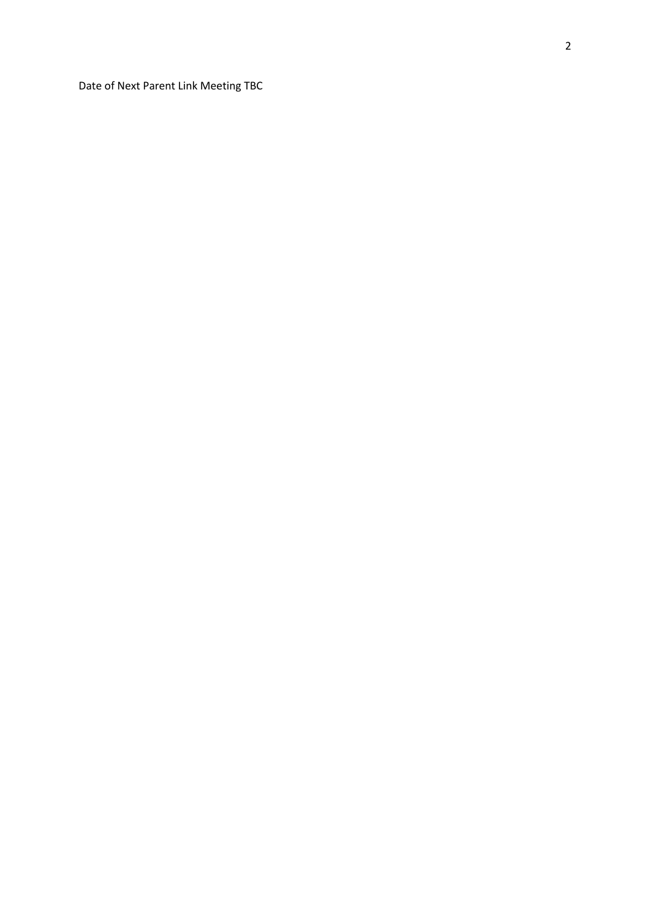Date of Next Parent Link Meeting TBC